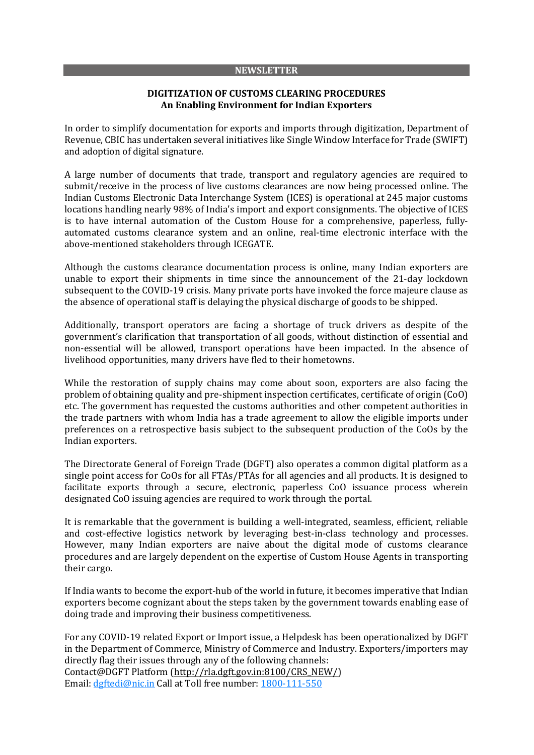**NEWSLETTER**

## DIGITIZATION OF CUSTOMS CLEARING PROCEDURES
### An Enabling Environment for Indian Exporters

In order to simplify documentation for exports and imports through digitization, Department of Revenue, CBIC has undertaken several initiatives like Single Window Interface for Trade (SWIFT) and adoption of digital signature.

A large number of documents that trade, transport and regulatory agencies are required to submit/receive in the process of live customs clearances are now being processed online. The Indian Customs Electronic Data Interchange System (ICES) is operational at 245 major customs locations handling nearly 98% of India's import and export consignments. The objective of ICES is to have internal automation of the Custom House for a comprehensive, paperless, fully-automated customs clearance system and an online, real-time electronic interface with the above-mentioned stakeholders through ICEGATE.

Although the customs clearance documentation process is online, many Indian exporters are unable to export their shipments in time since the announcement of the 21-day lockdown subsequent to the COVID-19 crisis. Many private ports have invoked the force majeure clause as the absence of operational staff is delaying the physical discharge of goods to be shipped.

Additionally, transport operators are facing a shortage of truck drivers as despite of the government's clarification that transportation of all goods, without distinction of essential and non-essential will be allowed, transport operations have been impacted. In the absence of livelihood opportunities, many drivers have fled to their hometowns.

While the restoration of supply chains may come about soon, exporters are also facing the problem of obtaining quality and pre-shipment inspection certificates, certificate of origin (CoO) etc. The government has requested the customs authorities and other competent authorities in the trade partners with whom India has a trade agreement to allow the eligible imports under preferences on a retrospective basis subject to the subsequent production of the CoOs by the Indian exporters.

The Directorate General of Foreign Trade (DGFT) also operates a common digital platform as a single point access for CoOs for all FTAs/PTAs for all agencies and all products. It is designed to facilitate exports through a secure, electronic, paperless CoO issuance process wherein designated CoO issuing agencies are required to work through the portal.

It is remarkable that the government is building a well-integrated, seamless, efficient, reliable and cost-effective logistics network by leveraging best-in-class technology and processes. However, many Indian exporters are naive about the digital mode of customs clearance procedures and are largely dependent on the expertise of Custom House Agents in transporting their cargo.

If India wants to become the export-hub of the world in future, it becomes imperative that Indian exporters become cognizant about the steps taken by the government towards enabling ease of doing trade and improving their business competitiveness.

For any COVID-19 related Export or Import issue, a Helpdesk has been operationalized by DGFT in the Department of Commerce, Ministry of Commerce and Industry. Exporters/importers may directly flag their issues through any of the following channels:
Contact@DGFT Platform (http://rla.dgft.gov.in:8100/CRS_NEW/)
Email: dgftedi@nic.in Call at Toll free number: 1800-111-550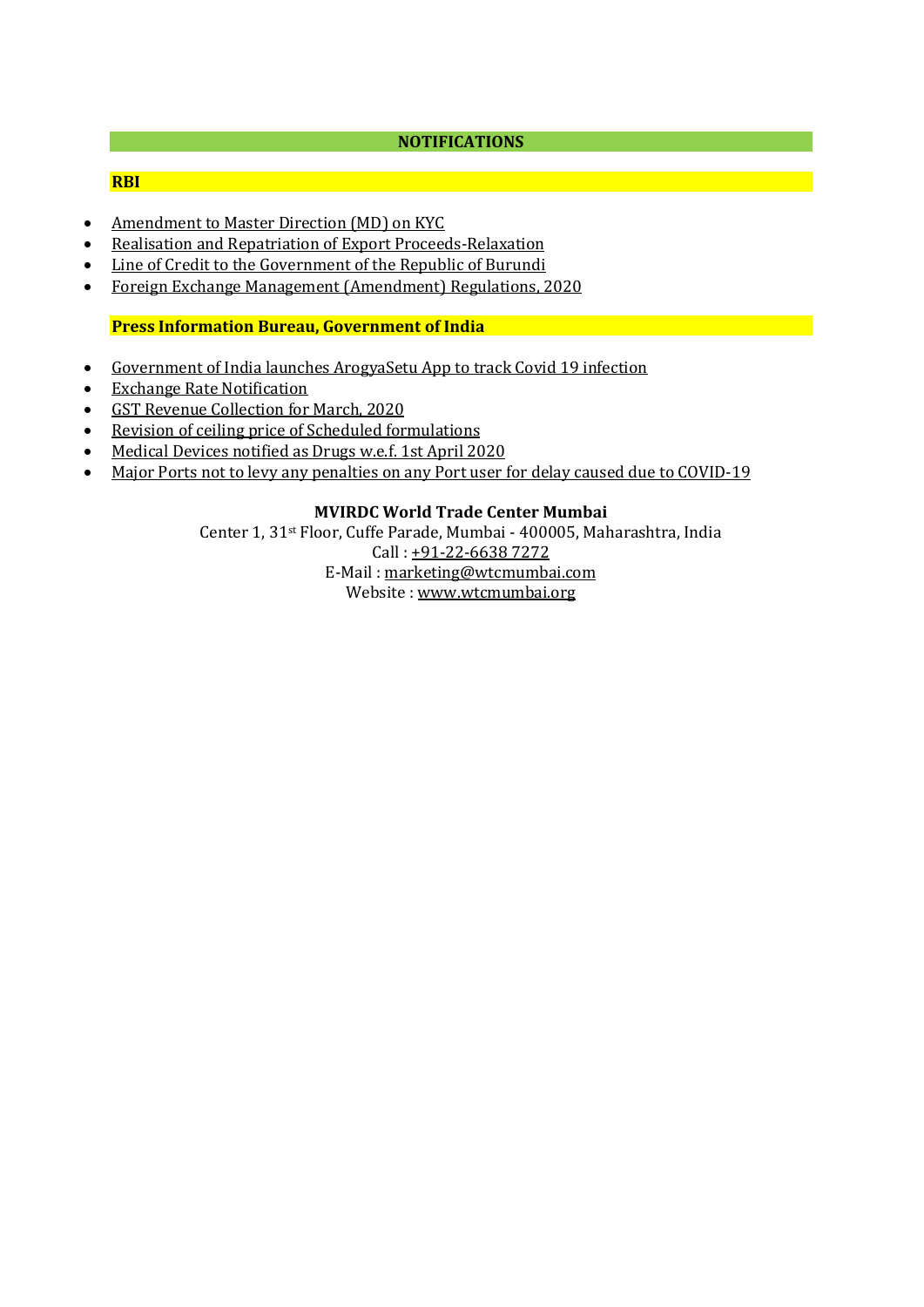## NOTIFICATIONS

### RBI

- Amendment to Master Direction (MD) on KYC
- Realisation and Repatriation of Export Proceeds-Relaxation
- Line of Credit to the Government of the Republic of Burundi
- Foreign Exchange Management (Amendment) Regulations, 2020

### Press Information Bureau, Government of India

- Government of India launches ArogyaSetu App to track Covid 19 infection
- Exchange Rate Notification
- GST Revenue Collection for March, 2020
- Revision of ceiling price of Scheduled formulations
- Medical Devices notified as Drugs w.e.f. 1st April 2020
- Major Ports not to levy any penalties on any Port user for delay caused due to COVID-19

**MVIRDC World Trade Center Mumbai**

Center 1, 31st Floor, Cuffe Parade, Mumbai - 400005, Maharashtra, India

Call : +91-22-6638 7272

E-Mail : marketing@wtcmumbai.com

Website : www.wtcmumbai.org